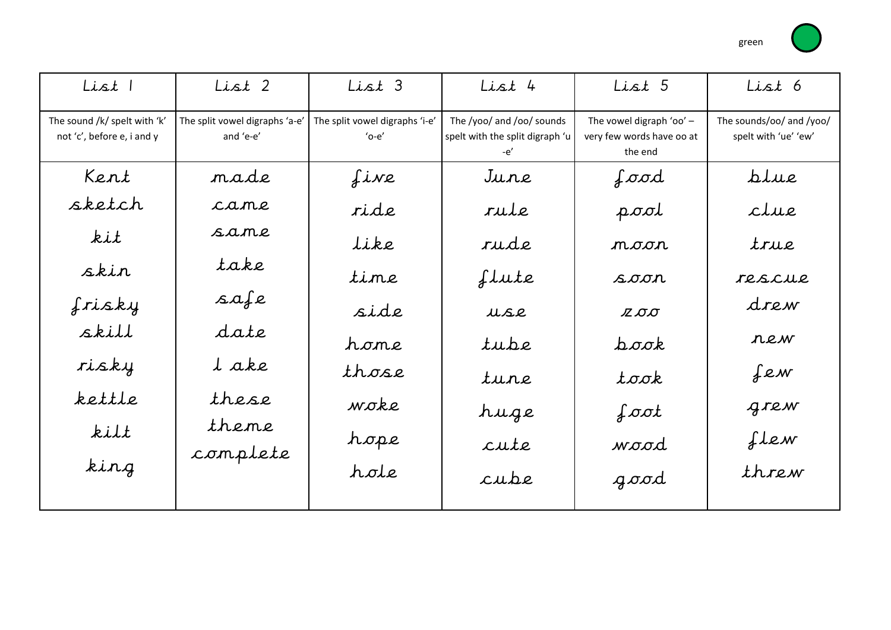green

| List 1 | List 2 | List 3 | List 4 | List 5 | List 6 |
|---|---|---|---|---|---|
| The sound /k/ spelt with 'k' not 'c', before e, i and y | The split vowel digraphs 'a-e' and 'e-e' | The split vowel digraphs 'i-e' 'o-e' | The /yoo/ and /oo/ sounds spelt with the split digraph 'u -e' | The vowel digraph 'oo' – very few words have oo at the end | The sounds/oo/ and /yoo/ spelt with 'ue' 'ew' |
| Kent | made | five | June | food | blue |
| sketch | came | ride | rule | pool | clue |
| kit | same | like | rude | moon | true |
| skin | take | time | flute | soon | rescue |
| frisky | safe | side | use | zoo | drew |
| skill | date | home | tube | book | new |
| risky | l ake | those | tune | took | few |
| kettle | these | woke | huge | foot | grew |
| kilt | theme | hope | cute | wood | flew |
| king | complete | hole | cube | good | threw |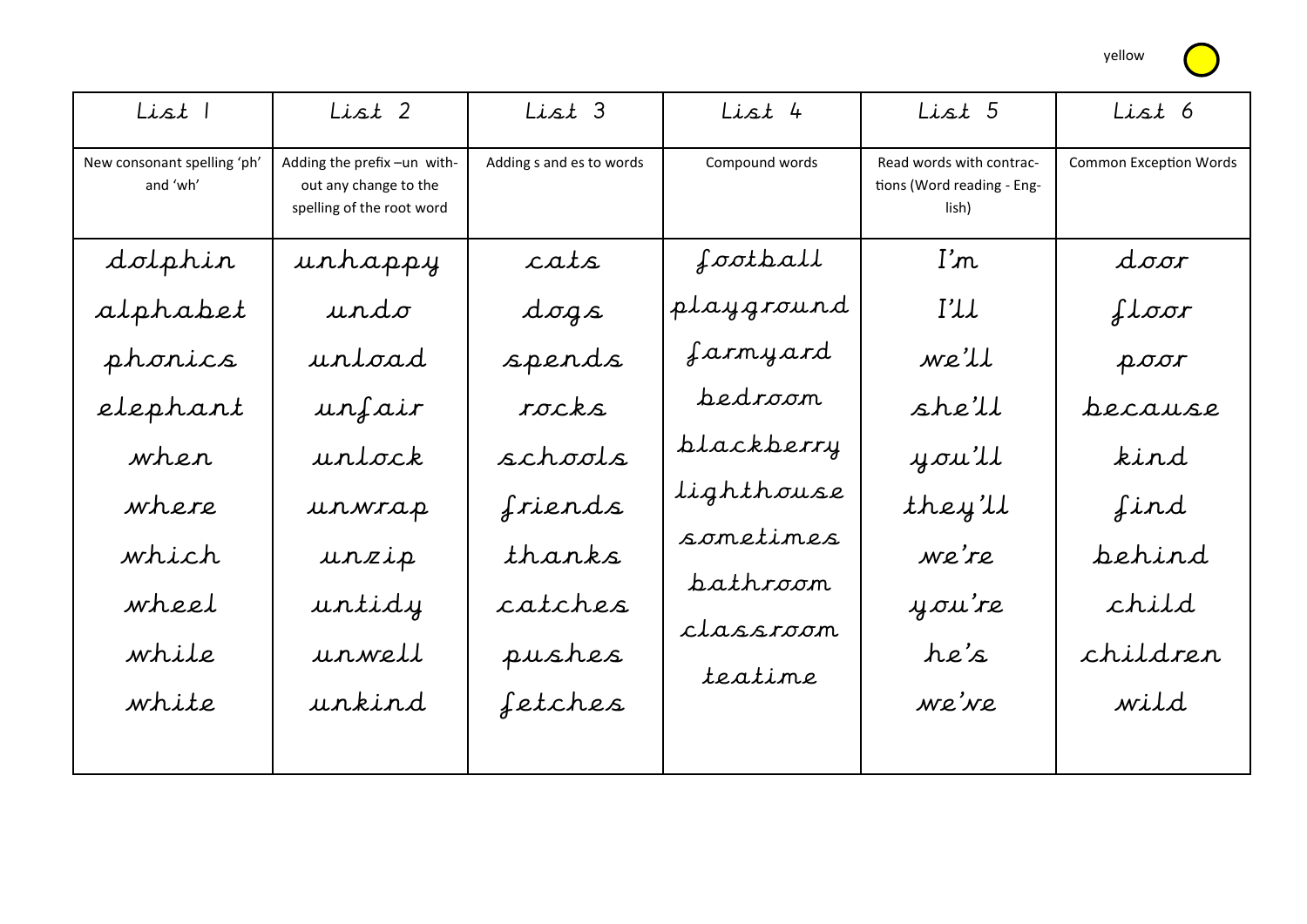yellow

| List 1 | List 2 | List 3 | List 4 | List 5 | List 6 |
|---|---|---|---|---|---|
| New consonant spelling 'ph' and 'wh' | Adding the prefix –un without any change to the spelling of the root word | Adding s and es to words | Compound words | Read words with contractions (Word reading - English) | Common Exception Words |
| dolphin | unhappy | cats | football | I'm | door |
| alphabet | undo | dogs | playground | I'll | floor |
| phonics | unload | spends | farmyard | we'll | poor |
| elephant | unfair | rocks | bedroom | she'll | because |
| when | unlock | schools | blackberry | you'll | kind |
| where | unwrap | friends | lighthouse | they'll | find |
| which | unzip | thanks | sometimes | we're | behind |
| wheel | untidy | catches | bathroom | you're | child |
| while | unwell | pushes | classroom | he's | children |
| white | unkind | fetches | teatime | we've | wild |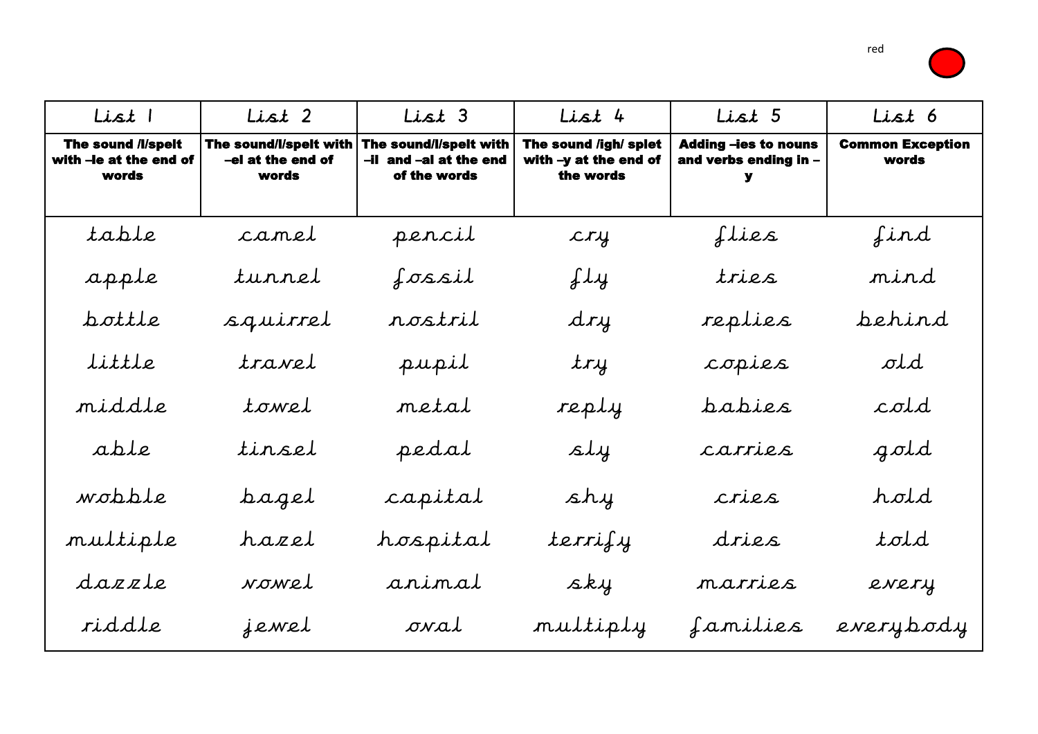red

| List 1 | List 2 | List 3 | List 4 | List 5 | List 6 |
|---|---|---|---|---|---|
| **The sound /l/spelt with –le at the end of words** | **The sound/l/spelt with –el at the end of words** | **The sound/l/spelt with –il and –al at the end of the words** | **The sound /igh/ splet with –y at the end of the words** | **Adding –ies to nouns and verbs ending in –y** | **Common Exception words** |
| table | camel | pencil | cry | flies | find |
| apple | tunnel | fossil | fly | tries | mind |
| bottle | squirrel | nostril | dry | replies | behind |
| little | travel | pupil | try | copies | old |
| middle | towel | metal | reply | babies | cold |
| able | tinsel | pedal | sly | carries | gold |
| wobble | bagel | capital | shy | cries | hold |
| multiple | hazel | hospital | terrify | dries | told |
| dazzle | vowel | animal | sky | marries | every |
| riddle | jewel | oval | multiply | families | everybody |